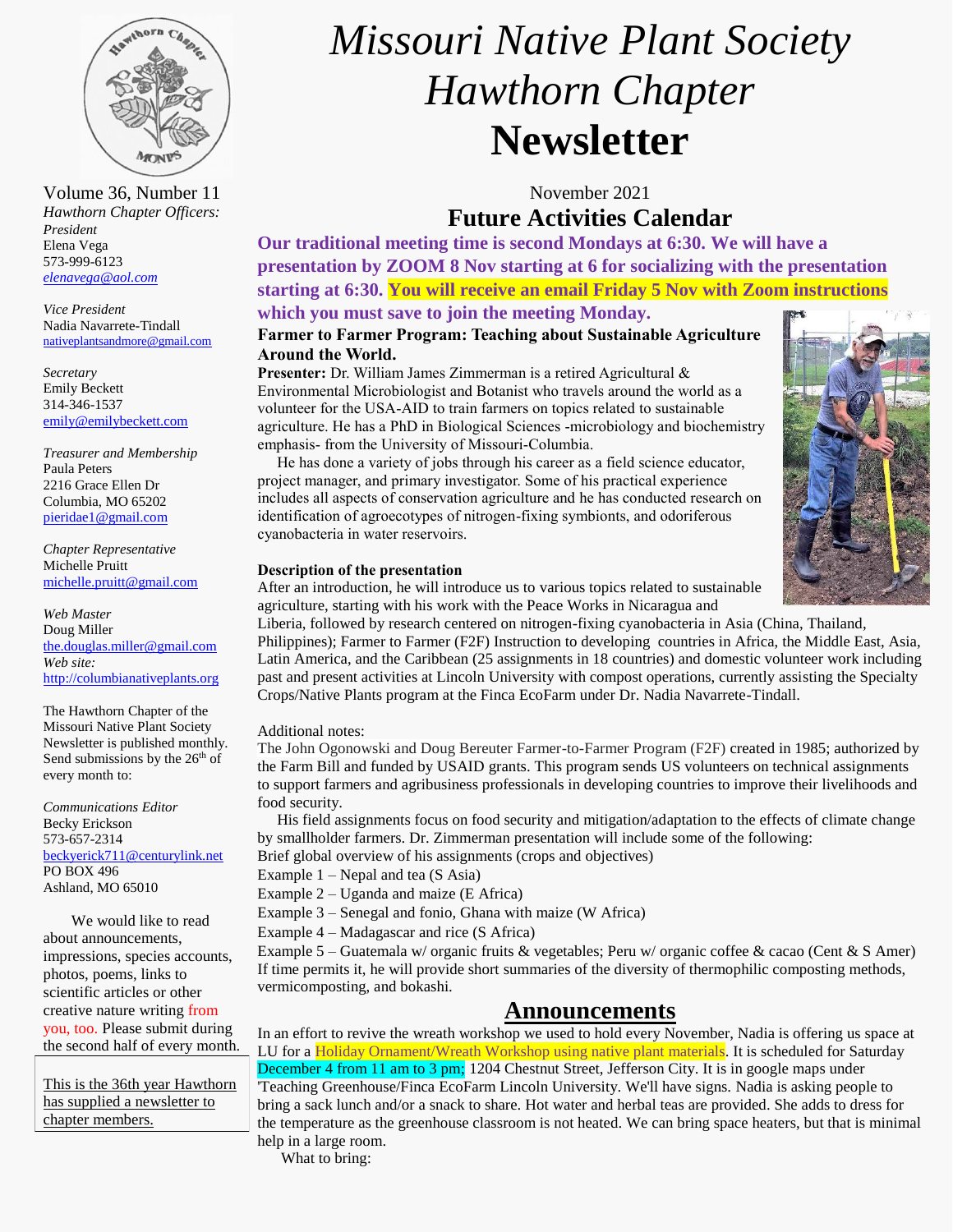# Missouri Native Plant Society
# Hawthorn Chapter
# Newsletter

Volume 36, Number 11

November 2021

*Hawthorn Chapter Officers:*

*President*
Elena Vega
573-999-6123
*elenavega@aol.com*

*Vice President*
Nadia Navarrete-Tindall
nativeplantsandmore@gmail.com

*Secretary*
Emily Beckett
314-346-1537
emily@emilybeckett.com

*Treasurer and Membership*
Paula Peters
2216 Grace Ellen Dr
Columbia, MO 65202
pieridae1@gmail.com

*Chapter Representative*
Michelle Pruitt
michelle.pruitt@gmail.com

*Web Master*
Doug Miller
the.douglas.miller@gmail.com
*Web site:*
http://columbianativeplants.org

The Hawthorn Chapter of the Missouri Native Plant Society Newsletter is published monthly. Send submissions by the 26th of every month to:

*Communications Editor*
Becky Erickson
573-657-2314
beckyerick711@centurylink.net
PO BOX 496
Ashland, MO 65010

We would like to read about announcements, impressions, species accounts, photos, poems, links to scientific articles or other creative nature writing from you, too. Please submit during the second half of every month.

This is the 36th year Hawthorn has supplied a newsletter to chapter members.

## Future Activities Calendar

**Our traditional meeting time is second Mondays at 6:30. We will have a presentation by ZOOM 8 Nov starting at 6 for socializing with the presentation starting at 6:30. You will receive an email Friday 5 Nov with Zoom instructions which you must save to join the meeting Monday.**

### Farmer to Farmer Program: Teaching about Sustainable Agriculture Around the World.

**Presenter:** Dr. William James Zimmerman is a retired Agricultural & Environmental Microbiologist and Botanist who travels around the world as a volunteer for the USA-AID to train farmers on topics related to sustainable agriculture. He has a PhD in Biological Sciences -microbiology and biochemistry emphasis- from the University of Missouri-Columbia.

He has done a variety of jobs through his career as a field science educator, project manager, and primary investigator. Some of his practical experience includes all aspects of conservation agriculture and he has conducted research on identification of agroecotypes of nitrogen-fixing symbionts, and odoriferous cyanobacteria in water reservoirs.

**Description of the presentation**

After an introduction, he will introduce us to various topics related to sustainable agriculture, starting with his work with the Peace Works in Nicaragua and Liberia, followed by research centered on nitrogen-fixing cyanobacteria in Asia (China, Thailand, Philippines); Farmer to Farmer (F2F) Instruction to developing countries in Africa, the Middle East, Asia, Latin America, and the Caribbean (25 assignments in 18 countries) and domestic volunteer work including past and present activities at Lincoln University with compost operations, currently assisting the Specialty Crops/Native Plants program at the Finca EcoFarm under Dr. Nadia Navarrete-Tindall.

Additional notes:

The John Ogonowski and Doug Bereuter Farmer-to-Farmer Program (F2F) created in 1985; authorized by the Farm Bill and funded by USAID grants. This program sends US volunteers on technical assignments to support farmers and agribusiness professionals in developing countries to improve their livelihoods and food security.

His field assignments focus on food security and mitigation/adaptation to the effects of climate change by smallholder farmers. Dr. Zimmerman presentation will include some of the following:

Brief global overview of his assignments (crops and objectives)
Example 1 – Nepal and tea (S Asia)
Example 2 – Uganda and maize (E Africa)
Example 3 – Senegal and fonio, Ghana with maize (W Africa)
Example 4 – Madagascar and rice (S Africa)
Example 5 – Guatemala w/ organic fruits & vegetables; Peru w/ organic coffee & cacao (Cent & S Amer)
If time permits it, he will provide short summaries of the diversity of thermophilic composting methods, vermicomposting, and bokashi.

## Announcements

In an effort to revive the wreath workshop we used to hold every November, Nadia is offering us space at LU for a Holiday Ornament/Wreath Workshop using native plant materials. It is scheduled for Saturday December 4 from 11 am to 3 pm; 1204 Chestnut Street, Jefferson City. It is in google maps under 'Teaching Greenhouse/Finca EcoFarm Lincoln University. We'll have signs. Nadia is asking people to bring a sack lunch and/or a snack to share. Hot water and herbal teas are provided. She adds to dress for the temperature as the greenhouse classroom is not heated. We can bring space heaters, but that is minimal help in a large room.

What to bring: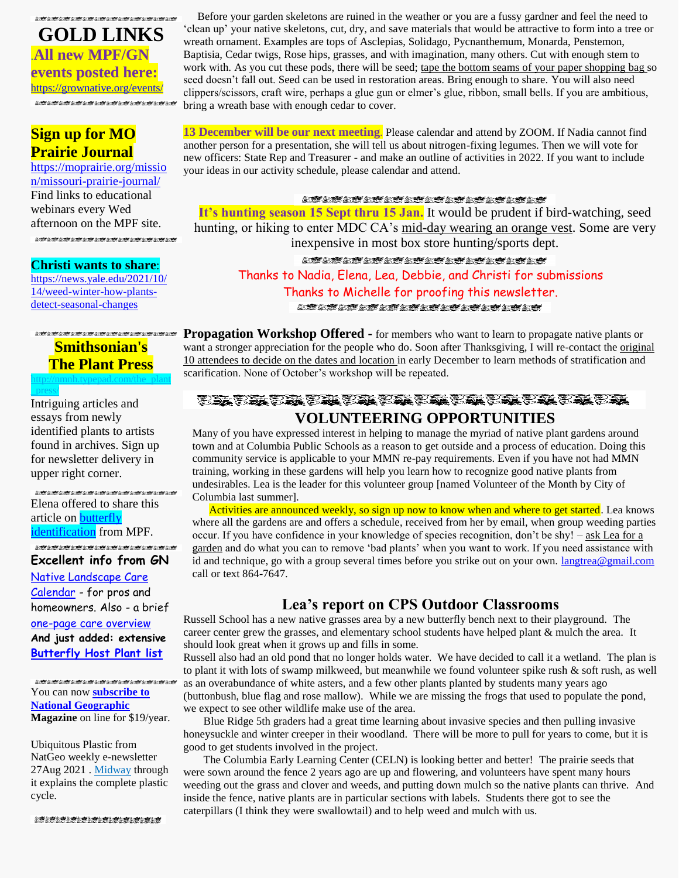# GOLD LINKS

**All new MPF/GN events posted here:**
https://grownative.org/events/

## Sign up for MO Prairie Journal

https://moprairie.org/mission/missouri-prairie-journal/
Find links to educational webinars every Wed afternoon on the MPF site.

**Christi wants to share**:
https://news.yale.edu/2021/10/14/weed-winter-how-plants-detect-seasonal-changes

## Smithsonian's The Plant Press

http://nmnh.typepad.com/the_plant_press/
Intriguing articles and essays from newly identified plants to artists found in archives. Sign up for newsletter delivery in upper right corner.

Elena offered to share this article on butterfly identification from MPF.

**Excellent info from GN**

Native Landscape Care Calendar - for pros and homeowners. Also - a brief one-page care overview
**And just added: extensive Butterfly Host Plant list**

You can now **subscribe to National Geographic Magazine** on line for $19/year.

Ubiquitous Plastic from NatGeo weekly e-newsletter 27Aug 2021 . Midway through it explains the complete plastic cycle.

Before your garden skeletons are ruined in the weather or you are a fussy gardner and feel the need to 'clean up' your native skeletons, cut, dry, and save materials that would be attractive to form into a tree or wreath ornament. Examples are tops of Asclepias, Solidago, Pycnanthemum, Monarda, Penstemon, Baptisia, Cedar twigs, Rose hips, grasses, and with imagination, many others. Cut with enough stem to work with. As you cut these pods, there will be seed; tape the bottom seams of your paper shopping bag so seed doesn't fall out. Seed can be used in restoration areas. Bring enough to share. You will also need clippers/scissors, craft wire, perhaps a glue gun or elmer's glue, ribbon, small bells. If you are ambitious, bring a wreath base with enough cedar to cover.

**13 December will be our next meeting**. Please calendar and attend by ZOOM. If Nadia cannot find another person for a presentation, she will tell us about nitrogen-fixing legumes. Then we will vote for new officers: State Rep and Treasurer - and make an outline of activities in 2022. If you want to include your ideas in our activity schedule, please calendar and attend.

**It's hunting season 15 Sept thru 15 Jan.** It would be prudent if bird-watching, seed hunting, or hiking to enter MDC CA's mid-day wearing an orange vest. Some are very inexpensive in most box store hunting/sports dept.

Thanks to Nadia, Elena, Lea, Debbie, and Christi for submissions
Thanks to Michelle for proofing this newsletter.

**Propagation Workshop Offered -** for members who want to learn to propagate native plants or want a stronger appreciation for the people who do. Soon after Thanksgiving, I will re-contact the original 10 attendees to decide on the dates and location in early December to learn methods of stratification and scarification. None of October's workshop will be repeated.

## VOLUNTEERING OPPORTUNITIES

Many of you have expressed interest in helping to manage the myriad of native plant gardens around town and at Columbia Public Schools as a reason to get outside and a process of education. Doing this community service is applicable to your MMN re-pay requirements. Even if you have not had MMN training, working in these gardens will help you learn how to recognize good native plants from undesirables. Lea is the leader for this volunteer group [named Volunteer of the Month by City of Columbia last summer].

Activities are announced weekly, so sign up now to know when and where to get started. Lea knows where all the gardens are and offers a schedule, received from her by email, when group weeding parties occur. If you have confidence in your knowledge of species recognition, don't be shy! – ask Lea for a garden and do what you can to remove 'bad plants' when you want to work. If you need assistance with id and technique, go with a group several times before you strike out on your own. langtrea@gmail.com call or text 864-7647.

## Lea's report on CPS Outdoor Classrooms

Russell School has a new native grasses area by a new butterfly bench next to their playground. The career center grew the grasses, and elementary school students have helped plant & mulch the area. It should look great when it grows up and fills in some.

Russell also had an old pond that no longer holds water. We have decided to call it a wetland. The plan is to plant it with lots of swamp milkweed, but meanwhile we found volunteer spike rush & soft rush, as well as an overabundance of white asters, and a few other plants planted by students many years ago (buttonbush, blue flag and rose mallow). While we are missing the frogs that used to populate the pond, we expect to see other wildlife make use of the area.

Blue Ridge 5th graders had a great time learning about invasive species and then pulling invasive honeysuckle and winter creeper in their woodland. There will be more to pull for years to come, but it is good to get students involved in the project.

The Columbia Early Learning Center (CELN) is looking better and better! The prairie seeds that were sown around the fence 2 years ago are up and flowering, and volunteers have spent many hours weeding out the grass and clover and weeds, and putting down mulch so the native plants can thrive. And inside the fence, native plants are in particular sections with labels. Students there got to see the caterpillars (I think they were swallowtail) and to help weed and mulch with us.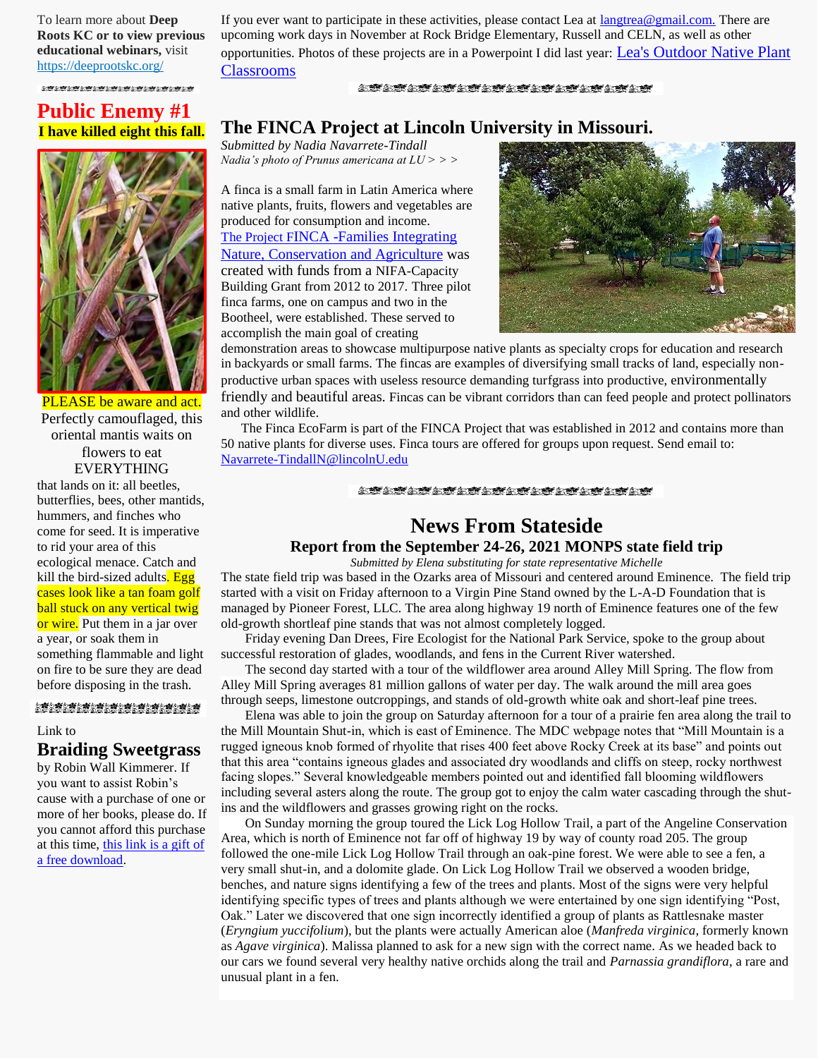To learn more about **Deep Roots KC or to view previous educational webinars,** visit https://deeprootskc.org/

## Public Enemy #1

**I have killed eight this fall.**

PLEASE be aware and act. Perfectly camouflaged, this oriental mantis waits on flowers to eat EVERYTHING that lands on it: all beetles, butterflies, bees, other mantids, hummers, and finches who come for seed. It is imperative to rid your area of this ecological menace. Catch and kill the bird-sized adults. Egg cases look like a tan foam golf ball stuck on any vertical twig or wire. Put them in a jar over a year, or soak them in something flammable and light on fire to be sure they are dead before disposing in the trash.

Link to

## Braiding Sweetgrass

by Robin Wall Kimmerer. If you want to assist Robin's cause with a purchase of one or more of her books, please do. If you cannot afford this purchase at this time, this link is a gift of a free download.

If you ever want to participate in these activities, please contact Lea at langtrea@gmail.com. There are upcoming work days in November at Rock Bridge Elementary, Russell and CELN, as well as other opportunities. Photos of these projects are in a Powerpoint I did last year: Lea's Outdoor Native Plant Classrooms

## The FINCA Project at Lincoln University in Missouri.

*Submitted by Nadia Navarrete-Tindall*
*Nadia's photo of Prunus americana at LU > > >*

A finca is a small farm in Latin America where native plants, fruits, flowers and vegetables are produced for consumption and income. The Project FINCA -Families Integrating Nature, Conservation and Agriculture was created with funds from a NIFA-Capacity Building Grant from 2012 to 2017. Three pilot finca farms, one on campus and two in the Bootheel, were established. These served to accomplish the main goal of creating demonstration areas to showcase multipurpose native plants as specialty crops for education and research in backyards or small farms. The fincas are examples of diversifying small tracks of land, especially non-productive urban spaces with useless resource demanding turfgrass into productive, environmentally friendly and beautiful areas. Fincas can be vibrant corridors than can feed people and protect pollinators and other wildlife.

The Finca EcoFarm is part of the FINCA Project that was established in 2012 and contains more than 50 native plants for diverse uses. Finca tours are offered for groups upon request. Send email to: Navarrete-TindallN@lincolnU.edu

## News From Stateside

### Report from the September 24-26, 2021 MONPS state field trip

*Submitted by Elena substituting for state representative Michelle*

The state field trip was based in the Ozarks area of Missouri and centered around Eminence. The field trip started with a visit on Friday afternoon to a Virgin Pine Stand owned by the L-A-D Foundation that is managed by Pioneer Forest, LLC. The area along highway 19 north of Eminence features one of the few old-growth shortleaf pine stands that was not almost completely logged.

Friday evening Dan Drees, Fire Ecologist for the National Park Service, spoke to the group about successful restoration of glades, woodlands, and fens in the Current River watershed.

The second day started with a tour of the wildflower area around Alley Mill Spring. The flow from Alley Mill Spring averages 81 million gallons of water per day. The walk around the mill area goes through seeps, limestone outcroppings, and stands of old-growth white oak and short-leaf pine trees.

Elena was able to join the group on Saturday afternoon for a tour of a prairie fen area along the trail to the Mill Mountain Shut-in, which is east of Eminence. The MDC webpage notes that "Mill Mountain is a rugged igneous knob formed of rhyolite that rises 400 feet above Rocky Creek at its base" and points out that this area "contains igneous glades and associated dry woodlands and cliffs on steep, rocky northwest facing slopes." Several knowledgeable members pointed out and identified fall blooming wildflowers including several asters along the route. The group got to enjoy the calm water cascading through the shut-ins and the wildflowers and grasses growing right on the rocks.

On Sunday morning the group toured the Lick Log Hollow Trail, a part of the Angeline Conservation Area, which is north of Eminence not far off of highway 19 by way of county road 205. The group followed the one-mile Lick Log Hollow Trail through an oak-pine forest. We were able to see a fen, a very small shut-in, and a dolomite glade. On Lick Log Hollow Trail we observed a wooden bridge, benches, and nature signs identifying a few of the trees and plants. Most of the signs were very helpful identifying specific types of trees and plants although we were entertained by one sign identifying "Post, Oak." Later we discovered that one sign incorrectly identified a group of plants as Rattlesnake master (*Eryngium yuccifolium*), but the plants were actually American aloe (*Manfreda virginica*, formerly known as *Agave virginica*). Malissa planned to ask for a new sign with the correct name. As we headed back to our cars we found several very healthy native orchids along the trail and *Parnassia grandiflora*, a rare and unusual plant in a fen.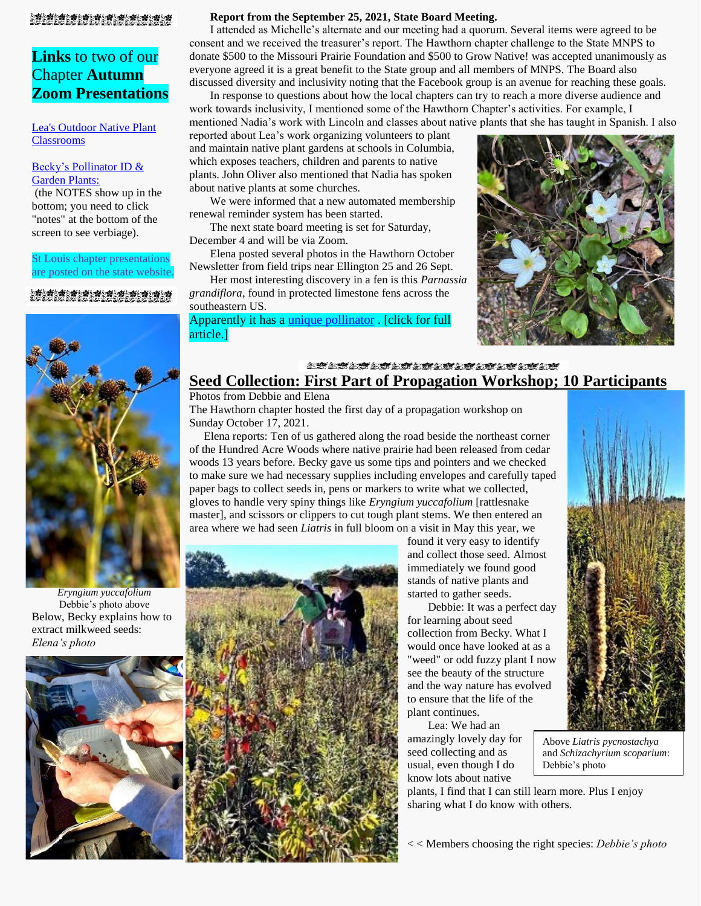## **Links** to two of our Chapter **Autumn Zoom Presentations**

Lea's Outdoor Native Plant Classrooms

Becky's Pollinator ID & Garden Plants:
(the NOTES show up in the bottom; you need to click "notes" at the bottom of the screen to see verbiage).

St Louis chapter presentations are posted on the state website.

*Eryngium yuccafolium*
Debbie's photo above

Below, Becky explains how to extract milkweed seeds: *Elena's photo*

**Report from the September 25, 2021, State Board Meeting.**

I attended as Michelle's alternate and our meeting had a quorum. Several items were agreed to be consent and we received the treasurer's report. The Hawthorn chapter challenge to the State MNPS to donate $500 to the Missouri Prairie Foundation and $500 to Grow Native! was accepted unanimously as everyone agreed it is a great benefit to the State group and all members of MNPS. The Board also discussed diversity and inclusivity noting that the Facebook group is an avenue for reaching these goals.

In response to questions about how the local chapters can try to reach a more diverse audience and work towards inclusivity, I mentioned some of the Hawthorn Chapter's activities. For example, I mentioned Nadia's work with Lincoln and classes about native plants that she has taught in Spanish. I also reported about Lea's work organizing volunteers to plant and maintain native plant gardens at schools in Columbia, which exposes teachers, children and parents to native plants. John Oliver also mentioned that Nadia has spoken about native plants at some churches.

We were informed that a new automated membership renewal reminder system has been started.

The next state board meeting is set for Saturday, December 4 and will be via Zoom.

Elena posted several photos in the Hawthorn October Newsletter from field trips near Ellington 25 and 26 Sept.

Her most interesting discovery in a fen is this *Parnassia grandiflora*, found in protected limestone fens across the southeastern US.

Apparently it has a unique pollinator . [click for full article.]

## Seed Collection: First Part of Propagation Workshop; 10 Participants

Photos from Debbie and Elena

The Hawthorn chapter hosted the first day of a propagation workshop on Sunday October 17, 2021.

Elena reports: Ten of us gathered along the road beside the northeast corner of the Hundred Acre Woods where native prairie had been released from cedar woods 13 years before. Becky gave us some tips and pointers and we checked to make sure we had necessary supplies including envelopes and carefully taped paper bags to collect seeds in, pens or markers to write what we collected, gloves to handle very spiny things like *Eryngium yuccafolium* [rattlesnake master], and scissors or clippers to cut tough plant stems. We then entered an area where we had seen *Liatris* in full bloom on a visit in May this year, we found it very easy to identify and collect those seed. Almost immediately we found good stands of native plants and started to gather seeds.

Debbie: It was a perfect day for learning about seed collection from Becky. What I would once have looked at as a "weed" or odd fuzzy plant I now see the beauty of the structure and the way nature has evolved to ensure that the life of the plant continues.

Lea: We had an amazingly lovely day for seed collecting and as usual, even though I do know lots about native plants, I find that I can still learn more. Plus I enjoy sharing what I do know with others.

Above *Liatris pycnostachya* and *Schizachyrium scoparium*: Debbie's photo

< < Members choosing the right species: *Debbie's photo*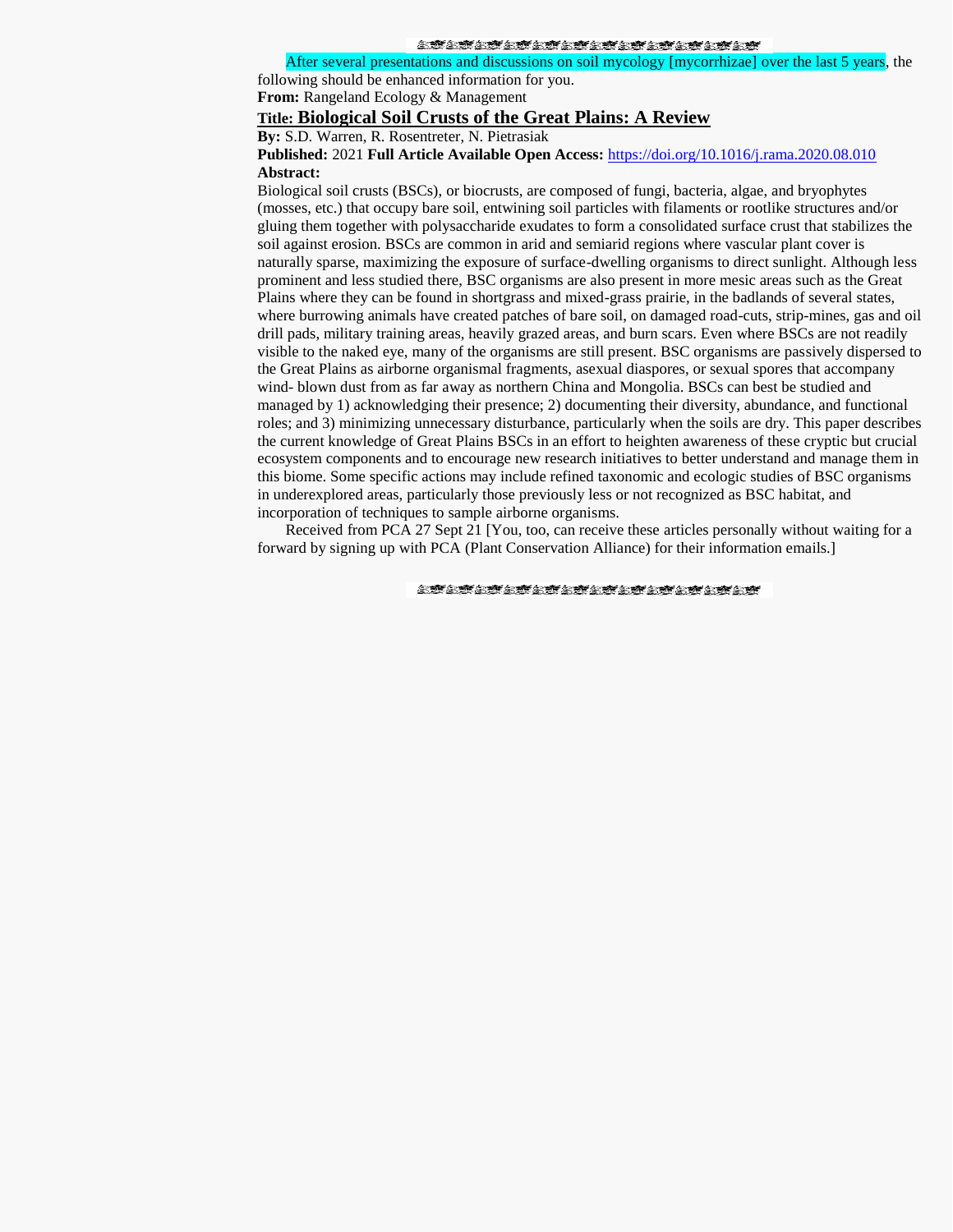After several presentations and discussions on soil mycology [mycorrhizae] over the last 5 years, the following should be enhanced information for you.

**From:** Rangeland Ecology & Management

**Title: Biological Soil Crusts of the Great Plains: A Review**

**By:** S.D. Warren, R. Rosentreter, N. Pietrasiak

**Published:** 2021 **Full Article Available Open Access:** https://doi.org/10.1016/j.rama.2020.08.010

**Abstract:**

Biological soil crusts (BSCs), or biocrusts, are composed of fungi, bacteria, algae, and bryophytes (mosses, etc.) that occupy bare soil, entwining soil particles with filaments or rootlike structures and/or gluing them together with polysaccharide exudates to form a consolidated surface crust that stabilizes the soil against erosion. BSCs are common in arid and semiarid regions where vascular plant cover is naturally sparse, maximizing the exposure of surface-dwelling organisms to direct sunlight. Although less prominent and less studied there, BSC organisms are also present in more mesic areas such as the Great Plains where they can be found in shortgrass and mixed-grass prairie, in the badlands of several states, where burrowing animals have created patches of bare soil, on damaged road-cuts, strip-mines, gas and oil drill pads, military training areas, heavily grazed areas, and burn scars. Even where BSCs are not readily visible to the naked eye, many of the organisms are still present. BSC organisms are passively dispersed to the Great Plains as airborne organismal fragments, asexual diaspores, or sexual spores that accompany wind- blown dust from as far away as northern China and Mongolia. BSCs can best be studied and managed by 1) acknowledging their presence; 2) documenting their diversity, abundance, and functional roles; and 3) minimizing unnecessary disturbance, particularly when the soils are dry. This paper describes the current knowledge of Great Plains BSCs in an effort to heighten awareness of these cryptic but crucial ecosystem components and to encourage new research initiatives to better understand and manage them in this biome. Some specific actions may include refined taxonomic and ecologic studies of BSC organisms in underexplored areas, particularly those previously less or not recognized as BSC habitat, and incorporation of techniques to sample airborne organisms.

Received from PCA 27 Sept 21 [You, too, can receive these articles personally without waiting for a forward by signing up with PCA (Plant Conservation Alliance) for their information emails.]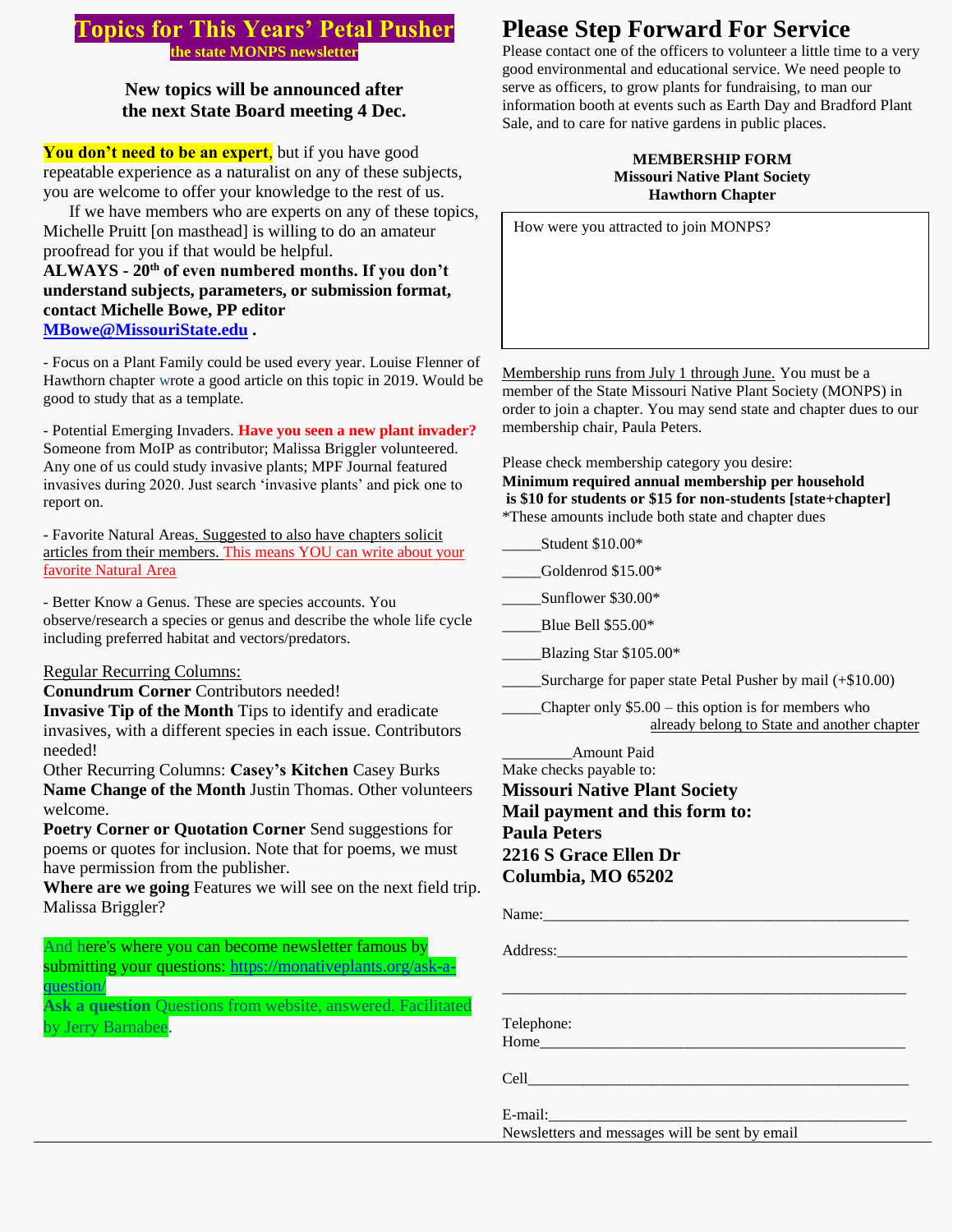# Topics for This Years' Petal Pusher

**the state MONPS newsletter**

**New topics will be announced after the next State Board meeting 4 Dec.**

**You don't need to be an expert**, but if you have good repeatable experience as a naturalist on any of these subjects, you are welcome to offer your knowledge to the rest of us.

If we have members who are experts on any of these topics, Michelle Pruitt [on masthead] is willing to do an amateur proofread for you if that would be helpful.

**ALWAYS - 20th of even numbered months. If you don't understand subjects, parameters, or submission format, contact Michelle Bowe, PP editor MBowe@MissouriState.edu .**

- Focus on a Plant Family could be used every year. Louise Flenner of Hawthorn chapter wrote a good article on this topic in 2019. Would be good to study that as a template.

- Potential Emerging Invaders. **Have you seen a new plant invader?** Someone from MoIP as contributor; Malissa Briggler volunteered. Any one of us could study invasive plants; MPF Journal featured invasives during 2020. Just search 'invasive plants' and pick one to report on.

- Favorite Natural Areas. Suggested to also have chapters solicit articles from their members. This means YOU can write about your favorite Natural Area

- Better Know a Genus. These are species accounts. You observe/research a species or genus and describe the whole life cycle including preferred habitat and vectors/predators.

Regular Recurring Columns:

**Conundrum Corner** Contributors needed!

**Invasive Tip of the Month** Tips to identify and eradicate invasives, with a different species in each issue. Contributors needed!

Other Recurring Columns: **Casey's Kitchen** Casey Burks

**Name Change of the Month** Justin Thomas. Other volunteers welcome.

**Poetry Corner or Quotation Corner** Send suggestions for poems or quotes for inclusion. Note that for poems, we must have permission from the publisher.

**Where are we going** Features we will see on the next field trip. Malissa Briggler?

And here's where you can become newsletter famous by submitting your questions: https://monativeplants.org/ask-a-question/

**Ask a question** Questions from website, answered. Facilitated by Jerry Barnabee.

# Please Step Forward For Service

Please contact one of the officers to volunteer a little time to a very good environmental and educational service. We need people to serve as officers, to grow plants for fundraising, to man our information booth at events such as Earth Day and Bradford Plant Sale, and to care for native gardens in public places.

**MEMBERSHIP FORM**
**Missouri Native Plant Society**
**Hawthorn Chapter**

How were you attracted to join MONPS?

Membership runs from July 1 through June. You must be a member of the State Missouri Native Plant Society (MONPS) in order to join a chapter. You may send state and chapter dues to our membership chair, Paula Peters.

Please check membership category you desire:
**Minimum required annual membership per household is $10 for students or $15 for non-students [state+chapter]**
*These amounts include both state and chapter dues

_____Student $10.00*

_____Goldenrod $15.00*

_____Sunflower $30.00*

_____Blue Bell $55.00*

_____Blazing Star $105.00*

_____Surcharge for paper state Petal Pusher by mail (+$10.00)

_____Chapter only $5.00 – this option is for members who already belong to State and another chapter

_________Amount Paid

Make checks payable to:

**Missouri Native Plant Society**
**Mail payment and this form to:**
**Paula Peters**
**2216 S Grace Ellen Dr**
**Columbia, MO 65202**

Name:______________________________________________

Address:____________________________________________

___________________________________________________

Telephone:
Home______________________________________________

Cell_______________________________________________

E-mail:_____________________________________________
Newsletters and messages will be sent by email